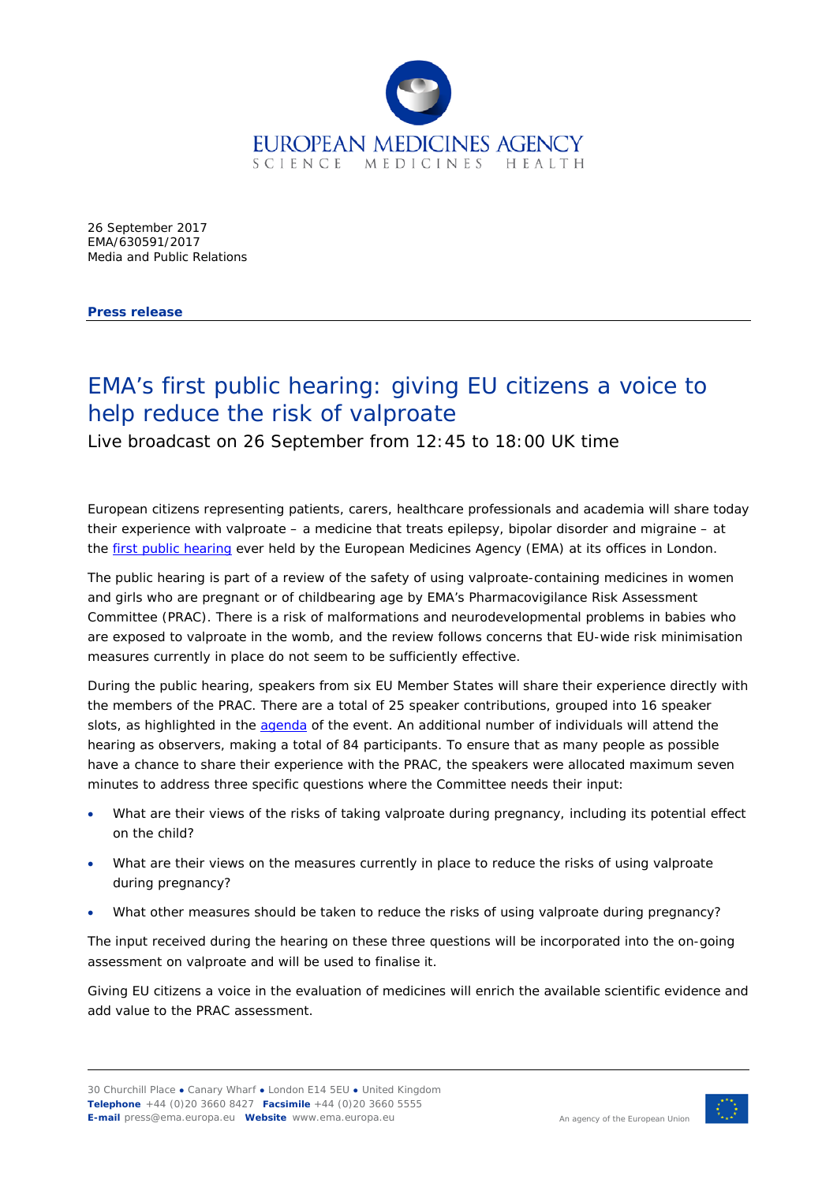EUROPEAN MEDICINES AGENCY
SCIENCE MEDICINES HEALTH

26 September 2017
EMA/630591/2017
Media and Public Relations

**Press release**

# EMA's first public hearing: giving EU citizens a voice to help reduce the risk of valproate

Live broadcast on 26 September from 12:45 to 18:00 UK time

European citizens representing patients, carers, healthcare professionals and academia will share today their experience with valproate – a medicine that treats epilepsy, bipolar disorder and migraine – at the first public hearing ever held by the European Medicines Agency (EMA) at its offices in London.

The public hearing is part of a review of the safety of using valproate-containing medicines in women and girls who are pregnant or of childbearing age by EMA's Pharmacovigilance Risk Assessment Committee (PRAC). There is a risk of malformations and neurodevelopmental problems in babies who are exposed to valproate in the womb, and the review follows concerns that EU-wide risk minimisation measures currently in place do not seem to be sufficiently effective.

During the public hearing, speakers from six EU Member States will share their experience directly with the members of the PRAC. There are a total of 25 speaker contributions, grouped into 16 speaker slots, as highlighted in the agenda of the event. An additional number of individuals will attend the hearing as observers, making a total of 84 participants. To ensure that as many people as possible have a chance to share their experience with the PRAC, the speakers were allocated maximum seven minutes to address three specific questions where the Committee needs their input:

- What are their views of the risks of taking valproate during pregnancy, including its potential effect on the child?
- What are their views on the measures currently in place to reduce the risks of using valproate during pregnancy?
- What other measures should be taken to reduce the risks of using valproate during pregnancy?

The input received during the hearing on these three questions will be incorporated into the on-going assessment on valproate and will be used to finalise it.

Giving EU citizens a voice in the evaluation of medicines will enrich the available scientific evidence and add value to the PRAC assessment.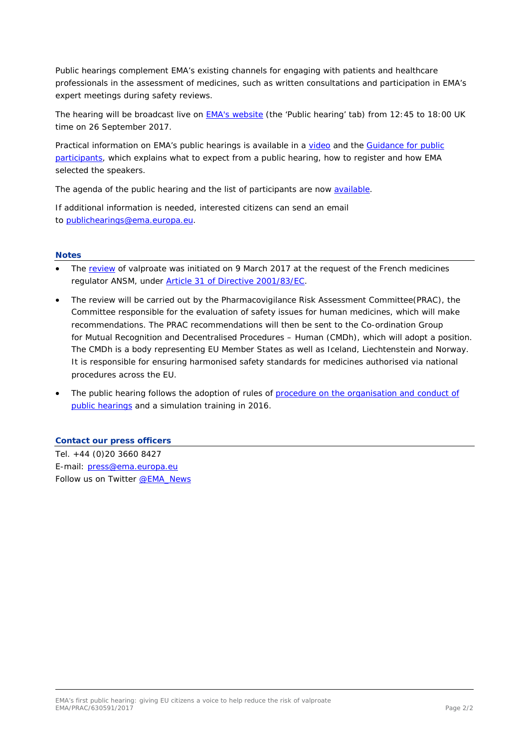Public hearings complement EMA's existing channels for engaging with patients and healthcare professionals in the assessment of medicines, such as written consultations and participation in EMA's expert meetings during safety reviews.

The hearing will be broadcast live on EMA's website (the 'Public hearing' tab) from 12:45 to 18:00 UK time on 26 September 2017.

Practical information on EMA's public hearings is available in a video and the Guidance for public participants, which explains what to expect from a public hearing, how to register and how EMA selected the speakers.

The agenda of the public hearing and the list of participants are now available.

If additional information is needed, interested citizens can send an email to publichearings@ema.europa.eu.

### Notes

- The review of valproate was initiated on 9 March 2017 at the request of the French medicines regulator ANSM, under Article 31 of Directive 2001/83/EC.
- The review will be carried out by the Pharmacovigilance Risk Assessment Committee(PRAC), the Committee responsible for the evaluation of safety issues for human medicines, which will make recommendations. The PRAC recommendations will then be sent to the Co-ordination Group for Mutual Recognition and Decentralised Procedures – Human (CMDh), which will adopt a position. The CMDh is a body representing EU Member States as well as Iceland, Liechtenstein and Norway. It is responsible for ensuring harmonised safety standards for medicines authorised via national procedures across the EU.
- The public hearing follows the adoption of rules of procedure on the organisation and conduct of public hearings and a simulation training in 2016.

### Contact our press officers

Tel. +44 (0)20 3660 8427
E-mail: press@ema.europa.eu
Follow us on Twitter @EMA_News